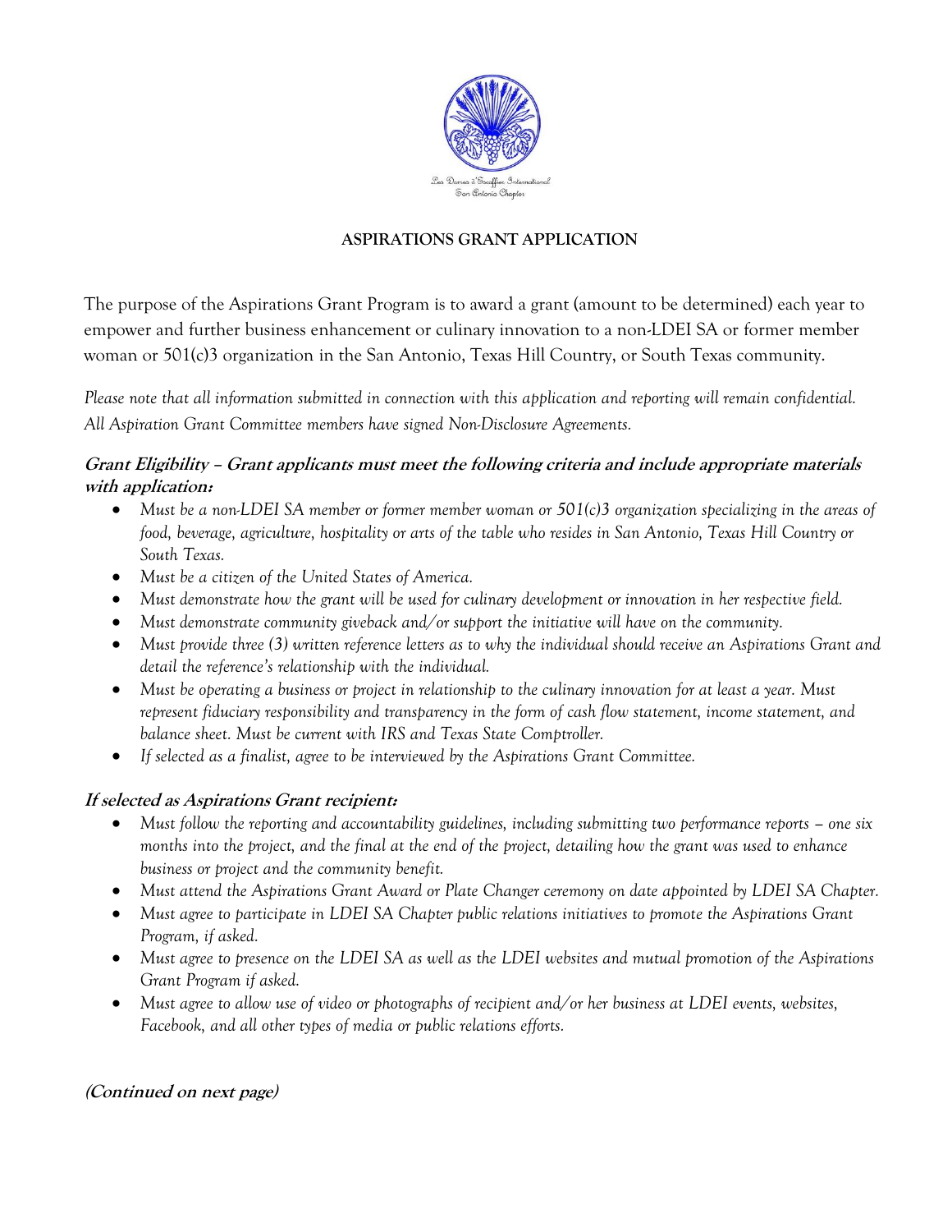Les Dames d'Escoffier International
San Antonio Chapter

# ASPIRATIONS GRANT APPLICATION

The purpose of the Aspirations Grant Program is to award a grant (amount to be determined) each year to empower and further business enhancement or culinary innovation to a non-LDEI SA or former member woman or 501(c)3 organization in the San Antonio, Texas Hill Country, or South Texas community.

*Please note that all information submitted in connection with this application and reporting will remain confidential. All Aspiration Grant Committee members have signed Non-Disclosure Agreements.*

### *Grant Eligibility – Grant applicants must meet the following criteria and include appropriate materials with application:*

- *Must be a non-LDEI SA member or former member woman or 501(c)3 organization specializing in the areas of food, beverage, agriculture, hospitality or arts of the table who resides in San Antonio, Texas Hill Country or South Texas.*
- *Must be a citizen of the United States of America.*
- *Must demonstrate how the grant will be used for culinary development or innovation in her respective field.*
- *Must demonstrate community giveback and/or support the initiative will have on the community.*
- *Must provide three (3) written reference letters as to why the individual should receive an Aspirations Grant and detail the reference's relationship with the individual.*
- *Must be operating a business or project in relationship to the culinary innovation for at least a year. Must represent fiduciary responsibility and transparency in the form of cash flow statement, income statement, and balance sheet. Must be current with IRS and Texas State Comptroller.*
- *If selected as a finalist, agree to be interviewed by the Aspirations Grant Committee.*

### *If selected as Aspirations Grant recipient:*

- *Must follow the reporting and accountability guidelines, including submitting two performance reports – one six months into the project, and the final at the end of the project, detailing how the grant was used to enhance business or project and the community benefit.*
- *Must attend the Aspirations Grant Award or Plate Changer ceremony on date appointed by LDEI SA Chapter.*
- *Must agree to participate in LDEI SA Chapter public relations initiatives to promote the Aspirations Grant Program, if asked.*
- *Must agree to presence on the LDEI SA as well as the LDEI websites and mutual promotion of the Aspirations Grant Program if asked.*
- *Must agree to allow use of video or photographs of recipient and/or her business at LDEI events, websites, Facebook, and all other types of media or public relations efforts.*

***(Continued on next page)***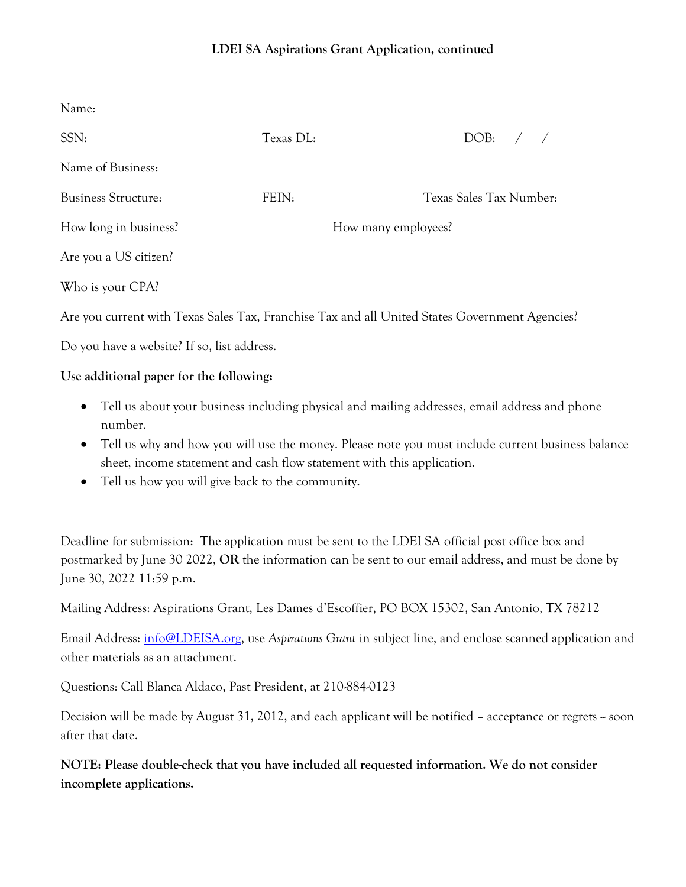**LDEI SA Aspirations Grant Application, continued**

Name:

SSN: Texas DL: DOB: / /

Name of Business:

Business Structure: FEIN: Texas Sales Tax Number:

How long in business? How many employees?

Are you a US citizen?

Who is your CPA?

Are you current with Texas Sales Tax, Franchise Tax and all United States Government Agencies?

Do you have a website? If so, list address.

**Use additional paper for the following:**

- Tell us about your business including physical and mailing addresses, email address and phone number.
- Tell us why and how you will use the money. Please note you must include current business balance sheet, income statement and cash flow statement with this application.
- Tell us how you will give back to the community.

Deadline for submission: The application must be sent to the LDEI SA official post office box and postmarked by June 30 2022, **OR** the information can be sent to our email address, and must be done by June 30, 2022 11:59 p.m.

Mailing Address: Aspirations Grant, Les Dames d'Escoffier, PO BOX 15302, San Antonio, TX 78212

Email Address: info@LDEISA.org, use *Aspirations Grant* in subject line, and enclose scanned application and other materials as an attachment.

Questions: Call Blanca Aldaco, Past President, at 210-884-0123

Decision will be made by August 31, 2012, and each applicant will be notified – acceptance or regrets -- soon after that date.

**NOTE: Please double-check that you have included all requested information. We do not consider incomplete applications.**